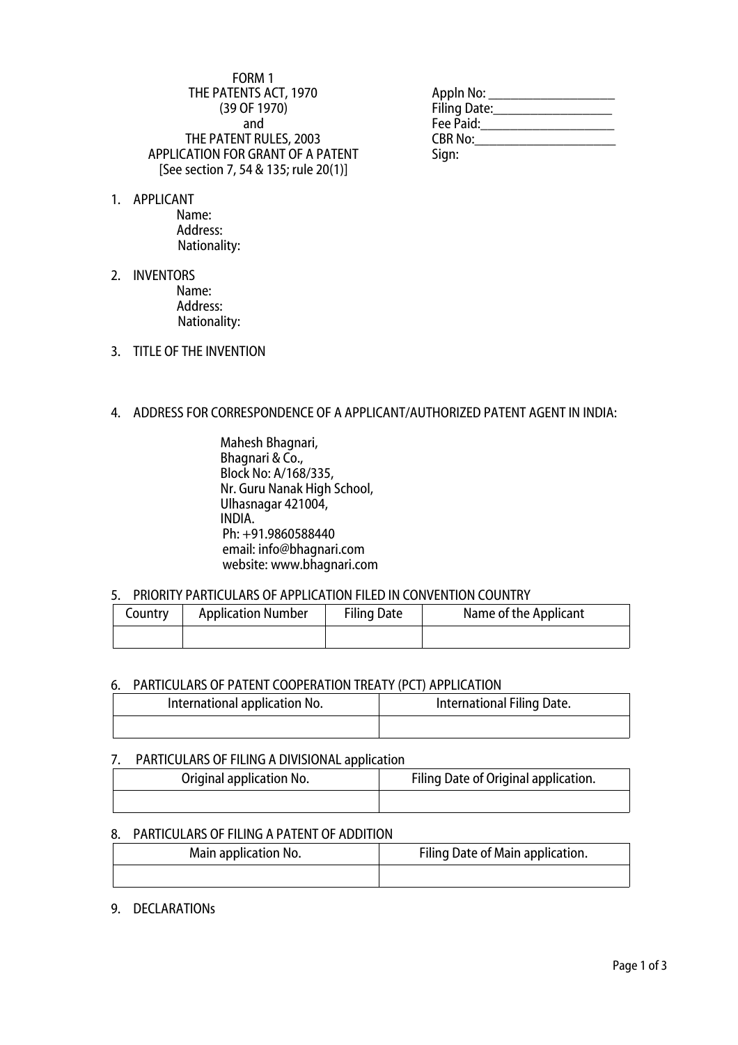FORM 1
THE PATENTS ACT, 1970
(39 OF 1970)
and
THE PATENT RULES, 2003
APPLICATION FOR GRANT OF A PATENT
[See section 7, 54 & 135; rule 20(1)]

Appln No: ____________________
Filing Date:___________________
Fee Paid:_____________________
CBR No:______________________
Sign:

1. APPLICANT
   Name:
   Address:
   Nationality:

2. INVENTORS
   Name:
   Address:
   Nationality:

3. TITLE OF THE INVENTION

4. ADDRESS FOR CORRESPONDENCE OF A APPLICANT/AUTHORIZED PATENT AGENT IN INDIA:

   Mahesh Bhagnari,
   Bhagnari & Co.,
   Block No: A/168/335,
   Nr. Guru Nanak High School,
   Ulhasnagar 421004,
   INDIA.
   Ph: +91.9860588440
   email: info@bhagnari.com
   website: www.bhagnari.com

5. PRIORITY PARTICULARS OF APPLICATION FILED IN CONVENTION COUNTRY

| Country | Application Number | Filing Date | Name of the Applicant |
|---|---|---|---|
| | | | |

6. PARTICULARS OF PATENT COOPERATION TREATY (PCT) APPLICATION

| International application No. | International Filing Date. |
|---|---|
| | |

7. PARTICULARS OF FILING A DIVISIONAL application

| Original application No. | Filing Date of Original application. |
|---|---|
| | |

8. PARTICULARS OF FILING A PATENT OF ADDITION

| Main application No. | Filing Date of Main application. |
|---|---|
| | |

9. DECLARATIONs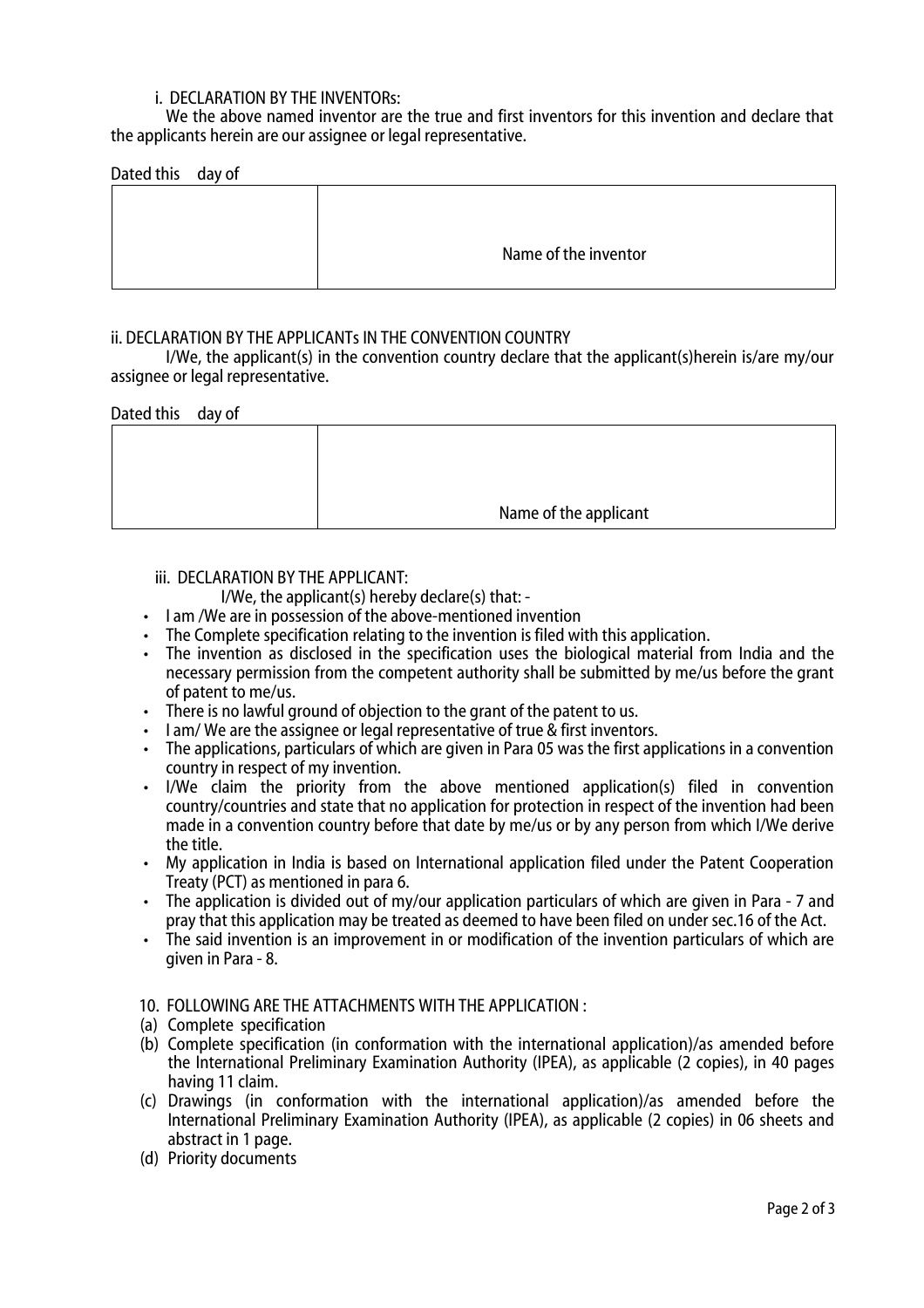i. DECLARATION BY THE INVENTORs:

We the above named inventor are the true and first inventors for this invention and declare that the applicants herein are our assignee or legal representative.

Dated this day of

| | |
|---|---|
| | Name of the inventor |

ii. DECLARATION BY THE APPLICANTs IN THE CONVENTION COUNTRY

I/We, the applicant(s) in the convention country declare that the applicant(s)herein is/are my/our assignee or legal representative.

Dated this day of

| | |
|---|---|
| | Name of the applicant |

iii. DECLARATION BY THE APPLICANT:

I/We, the applicant(s) hereby declare(s) that: -

- I am /We are in possession of the above-mentioned invention
- The Complete specification relating to the invention is filed with this application.
- The invention as disclosed in the specification uses the biological material from India and the necessary permission from the competent authority shall be submitted by me/us before the grant of patent to me/us.
- There is no lawful ground of objection to the grant of the patent to us.
- I am/ We are the assignee or legal representative of true & first inventors.
- The applications, particulars of which are given in Para 05 was the first applications in a convention country in respect of my invention.
- I/We claim the priority from the above mentioned application(s) filed in convention country/countries and state that no application for protection in respect of the invention had been made in a convention country before that date by me/us or by any person from which I/We derive the title.
- My application in India is based on International application filed under the Patent Cooperation Treaty (PCT) as mentioned in para 6.
- The application is divided out of my/our application particulars of which are given in Para - 7 and pray that this application may be treated as deemed to have been filed on under sec.16 of the Act.
- The said invention is an improvement in or modification of the invention particulars of which are given in Para - 8.

10. FOLLOWING ARE THE ATTACHMENTS WITH THE APPLICATION :

(a) Complete specification

(b) Complete specification (in conformation with the international application)/as amended before the International Preliminary Examination Authority (IPEA), as applicable (2 copies), in 40 pages having 11 claim.

(c) Drawings (in conformation with the international application)/as amended before the International Preliminary Examination Authority (IPEA), as applicable (2 copies) in 06 sheets and abstract in 1 page.

(d) Priority documents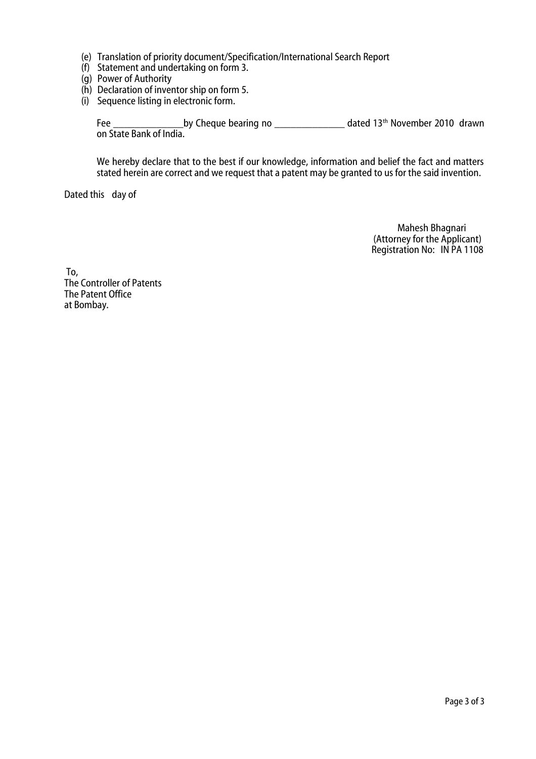(e) Translation of priority document/Specification/International Search Report
(f) Statement and undertaking on form 3.
(g) Power of Authority
(h) Declaration of inventor ship on form 5.
(i) Sequence listing in electronic form.

Fee _______________by Cheque bearing no _______________ dated 13th November 2010 drawn on State Bank of India.

We hereby declare that to the best if our knowledge, information and belief the fact and matters stated herein are correct and we request that a patent may be granted to us for the said invention.

Dated this day of

Mahesh Bhagnari
(Attorney for the Applicant)
Registration No: IN PA 1108

To,
The Controller of Patents
The Patent Office
at Bombay.